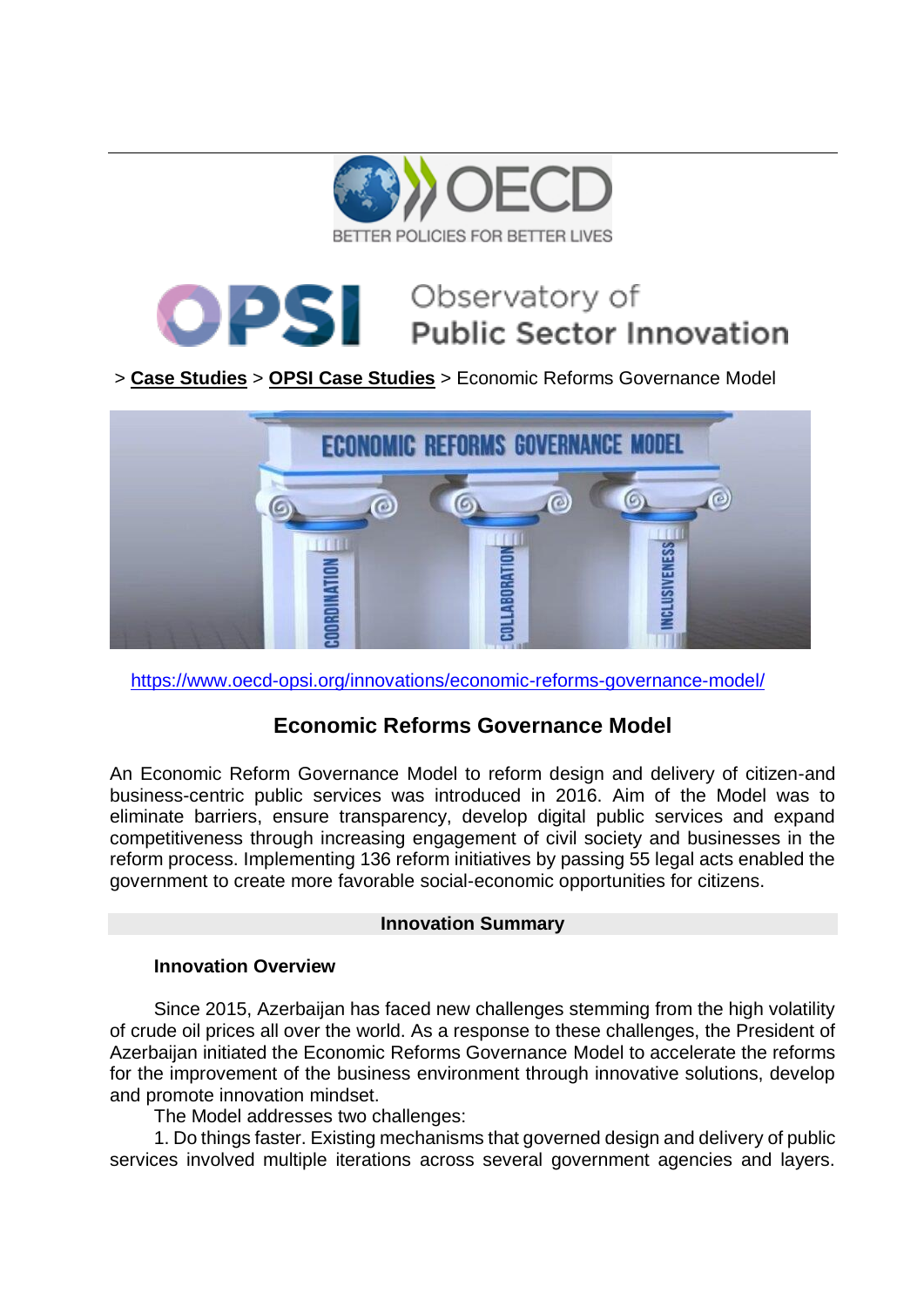OECD
BETTER POLICIES FOR BETTER LIVES

OPSI Observatory of Public Sector Innovation

> **Case Studies** > **OPSI Case Studies** > Economic Reforms Governance Model

https://www.oecd-opsi.org/innovations/economic-reforms-governance-model/

# Economic Reforms Governance Model

An Economic Reform Governance Model to reform design and delivery of citizen-and business-centric public services was introduced in 2016. Aim of the Model was to eliminate barriers, ensure transparency, develop digital public services and expand competitiveness through increasing engagement of civil society and businesses in the reform process. Implementing 136 reform initiatives by passing 55 legal acts enabled the government to create more favorable social-economic opportunities for citizens.

## Innovation Summary

### Innovation Overview

Since 2015, Azerbaijan has faced new challenges stemming from the high volatility of crude oil prices all over the world. As a response to these challenges, the President of Azerbaijan initiated the Economic Reforms Governance Model to accelerate the reforms for the improvement of the business environment through innovative solutions, develop and promote innovation mindset.

The Model addresses two challenges:

1. Do things faster. Existing mechanisms that governed design and delivery of public services involved multiple iterations across several government agencies and layers.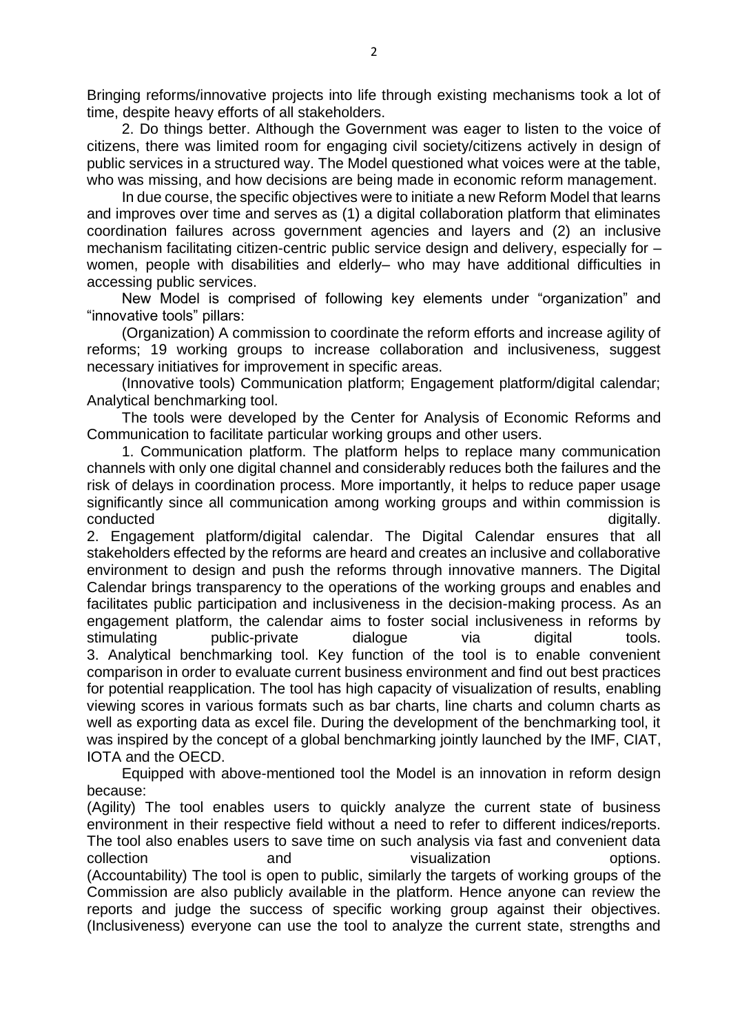Bringing reforms/innovative projects into life through existing mechanisms took a lot of time, despite heavy efforts of all stakeholders.

2. Do things better. Although the Government was eager to listen to the voice of citizens, there was limited room for engaging civil society/citizens actively in design of public services in a structured way. The Model questioned what voices were at the table, who was missing, and how decisions are being made in economic reform management.

In due course, the specific objectives were to initiate a new Reform Model that learns and improves over time and serves as (1) a digital collaboration platform that eliminates coordination failures across government agencies and layers and (2) an inclusive mechanism facilitating citizen-centric public service design and delivery, especially for – women, people with disabilities and elderly– who may have additional difficulties in accessing public services.

New Model is comprised of following key elements under "organization" and "innovative tools" pillars:

(Organization) A commission to coordinate the reform efforts and increase agility of reforms; 19 working groups to increase collaboration and inclusiveness, suggest necessary initiatives for improvement in specific areas.

(Innovative tools) Communication platform; Engagement platform/digital calendar; Analytical benchmarking tool.

The tools were developed by the Center for Analysis of Economic Reforms and Communication to facilitate particular working groups and other users.

1. Communication platform. The platform helps to replace many communication channels with only one digital channel and considerably reduces both the failures and the risk of delays in coordination process. More importantly, it helps to reduce paper usage significantly since all communication among working groups and within commission is conducted digitally.

2. Engagement platform/digital calendar. The Digital Calendar ensures that all stakeholders effected by the reforms are heard and creates an inclusive and collaborative environment to design and push the reforms through innovative manners. The Digital Calendar brings transparency to the operations of the working groups and enables and facilitates public participation and inclusiveness in the decision-making process. As an engagement platform, the calendar aims to foster social inclusiveness in reforms by stimulating public-private dialogue via digital tools.

3. Analytical benchmarking tool. Key function of the tool is to enable convenient comparison in order to evaluate current business environment and find out best practices for potential reapplication. The tool has high capacity of visualization of results, enabling viewing scores in various formats such as bar charts, line charts and column charts as well as exporting data as excel file. During the development of the benchmarking tool, it was inspired by the concept of a global benchmarking jointly launched by the IMF, CIAT, IOTA and the OECD.

Equipped with above-mentioned tool the Model is an innovation in reform design because:

(Agility) The tool enables users to quickly analyze the current state of business environment in their respective field without a need to refer to different indices/reports. The tool also enables users to save time on such analysis via fast and convenient data collection and visualization options.

(Accountability) The tool is open to public, similarly the targets of working groups of the Commission are also publicly available in the platform. Hence anyone can review the reports and judge the success of specific working group against their objectives.

(Inclusiveness) everyone can use the tool to analyze the current state, strengths and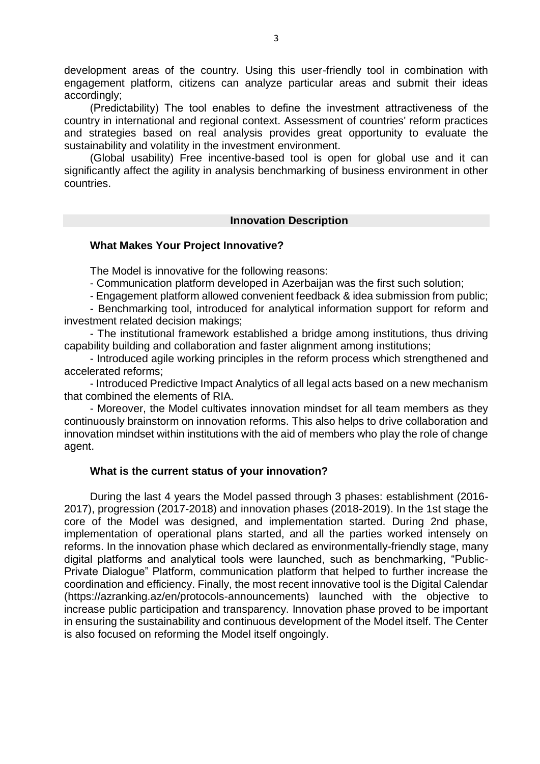development areas of the country. Using this user-friendly tool in combination with engagement platform, citizens can analyze particular areas and submit their ideas accordingly;

(Predictability) The tool enables to define the investment attractiveness of the country in international and regional context. Assessment of countries' reform practices and strategies based on real analysis provides great opportunity to evaluate the sustainability and volatility in the investment environment.

(Global usability) Free incentive-based tool is open for global use and it can significantly affect the agility in analysis benchmarking of business environment in other countries.

## Innovation Description

### What Makes Your Project Innovative?

The Model is innovative for the following reasons:

- Communication platform developed in Azerbaijan was the first such solution;
- Engagement platform allowed convenient feedback & idea submission from public;
- Benchmarking tool, introduced for analytical information support for reform and investment related decision makings;
- The institutional framework established a bridge among institutions, thus driving capability building and collaboration and faster alignment among institutions;
- Introduced agile working principles in the reform process which strengthened and accelerated reforms;
- Introduced Predictive Impact Analytics of all legal acts based on a new mechanism that combined the elements of RIA.
- Moreover, the Model cultivates innovation mindset for all team members as they continuously brainstorm on innovation reforms. This also helps to drive collaboration and innovation mindset within institutions with the aid of members who play the role of change agent.

### What is the current status of your innovation?

During the last 4 years the Model passed through 3 phases: establishment (2016-2017), progression (2017-2018) and innovation phases (2018-2019). In the 1st stage the core of the Model was designed, and implementation started. During 2nd phase, implementation of operational plans started, and all the parties worked intensely on reforms. In the innovation phase which declared as environmentally-friendly stage, many digital platforms and analytical tools were launched, such as benchmarking, "Public-Private Dialogue" Platform, communication platform that helped to further increase the coordination and efficiency. Finally, the most recent innovative tool is the Digital Calendar (https://azranking.az/en/protocols-announcements) launched with the objective to increase public participation and transparency. Innovation phase proved to be important in ensuring the sustainability and continuous development of the Model itself. The Center is also focused on reforming the Model itself ongoingly.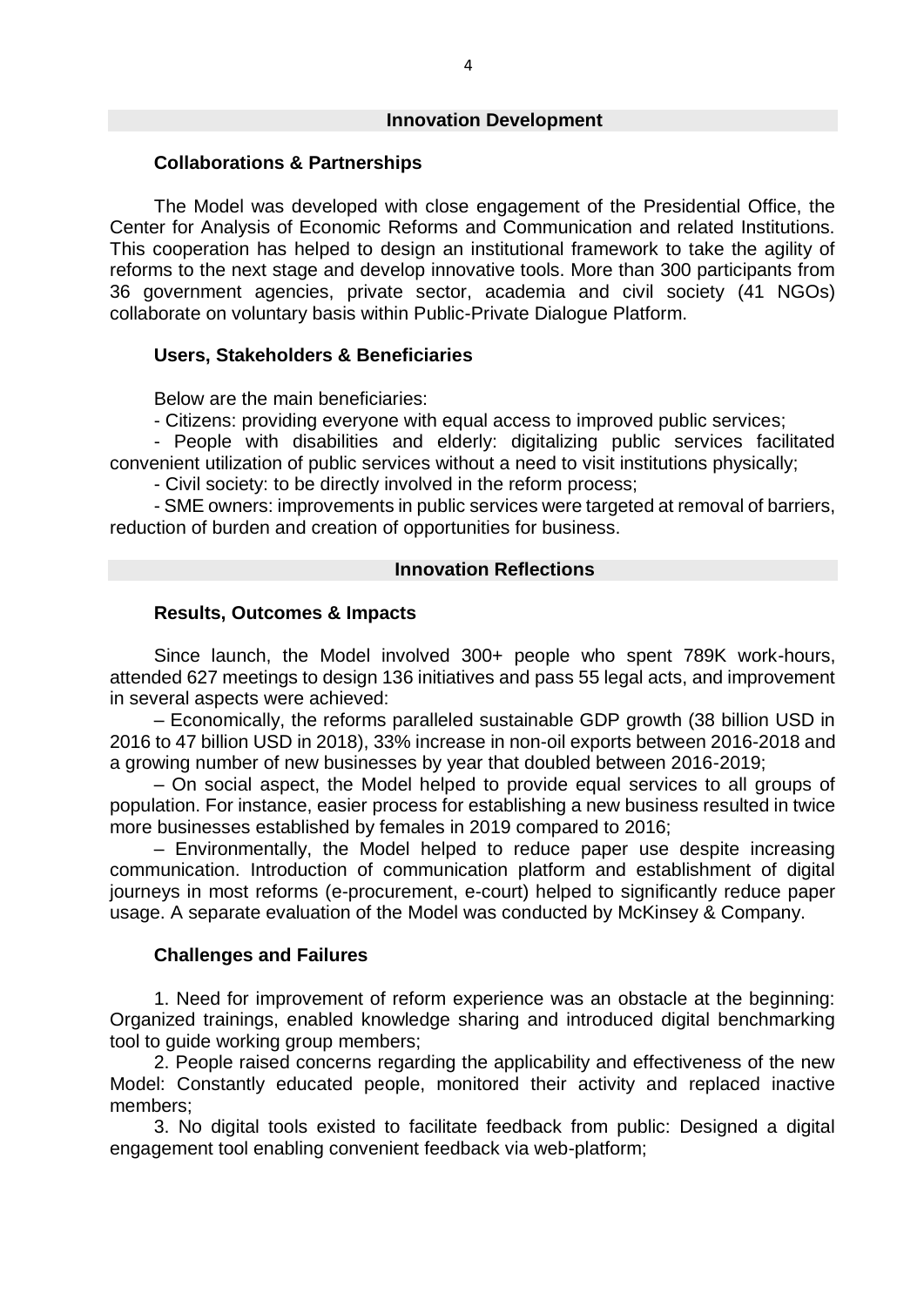## Innovation Development

### Collaborations & Partnerships

The Model was developed with close engagement of the Presidential Office, the Center for Analysis of Economic Reforms and Communication and related Institutions. This cooperation has helped to design an institutional framework to take the agility of reforms to the next stage and develop innovative tools. More than 300 participants from 36 government agencies, private sector, academia and civil society (41 NGOs) collaborate on voluntary basis within Public-Private Dialogue Platform.

### Users, Stakeholders & Beneficiaries

Below are the main beneficiaries:

- Citizens: providing everyone with equal access to improved public services;
- People with disabilities and elderly: digitalizing public services facilitated convenient utilization of public services without a need to visit institutions physically;
- Civil society: to be directly involved in the reform process;
- SME owners: improvements in public services were targeted at removal of barriers, reduction of burden and creation of opportunities for business.

## Innovation Reflections

### Results, Outcomes & Impacts

Since launch, the Model involved 300+ people who spent 789K work-hours, attended 627 meetings to design 136 initiatives and pass 55 legal acts, and improvement in several aspects were achieved:

– Economically, the reforms paralleled sustainable GDP growth (38 billion USD in 2016 to 47 billion USD in 2018), 33% increase in non-oil exports between 2016-2018 and a growing number of new businesses by year that doubled between 2016-2019;

– On social aspect, the Model helped to provide equal services to all groups of population. For instance, easier process for establishing a new business resulted in twice more businesses established by females in 2019 compared to 2016;

– Environmentally, the Model helped to reduce paper use despite increasing communication. Introduction of communication platform and establishment of digital journeys in most reforms (e-procurement, e-court) helped to significantly reduce paper usage. A separate evaluation of the Model was conducted by McKinsey & Company.

### Challenges and Failures

1. Need for improvement of reform experience was an obstacle at the beginning: Organized trainings, enabled knowledge sharing and introduced digital benchmarking tool to guide working group members;

2. People raised concerns regarding the applicability and effectiveness of the new Model: Constantly educated people, monitored their activity and replaced inactive members;

3. No digital tools existed to facilitate feedback from public: Designed a digital engagement tool enabling convenient feedback via web-platform;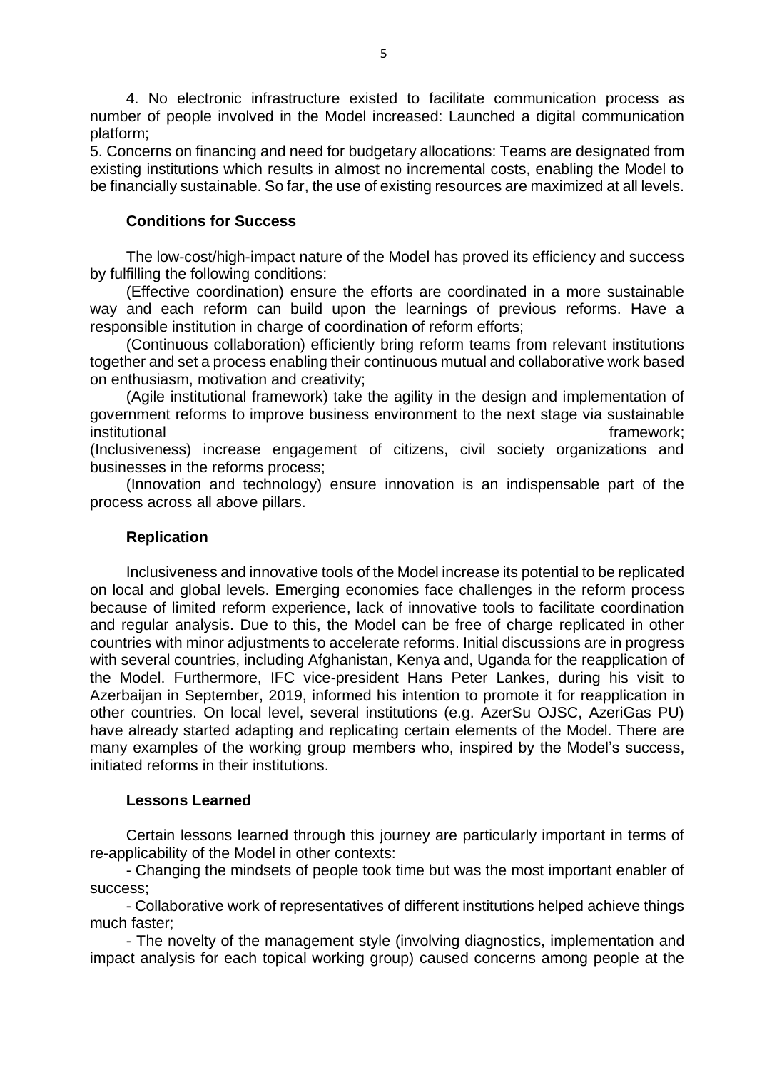4. No electronic infrastructure existed to facilitate communication process as number of people involved in the Model increased: Launched a digital communication platform;

5. Concerns on financing and need for budgetary allocations: Teams are designated from existing institutions which results in almost no incremental costs, enabling the Model to be financially sustainable. So far, the use of existing resources are maximized at all levels.

### Conditions for Success

The low-cost/high-impact nature of the Model has proved its efficiency and success by fulfilling the following conditions:

(Effective coordination) ensure the efforts are coordinated in a more sustainable way and each reform can build upon the learnings of previous reforms. Have a responsible institution in charge of coordination of reform efforts;

(Continuous collaboration) efficiently bring reform teams from relevant institutions together and set a process enabling their continuous mutual and collaborative work based on enthusiasm, motivation and creativity;

(Agile institutional framework) take the agility in the design and implementation of government reforms to improve business environment to the next stage via sustainable institutional framework;

(Inclusiveness) increase engagement of citizens, civil society organizations and businesses in the reforms process;

(Innovation and technology) ensure innovation is an indispensable part of the process across all above pillars.

### Replication

Inclusiveness and innovative tools of the Model increase its potential to be replicated on local and global levels. Emerging economies face challenges in the reform process because of limited reform experience, lack of innovative tools to facilitate coordination and regular analysis. Due to this, the Model can be free of charge replicated in other countries with minor adjustments to accelerate reforms. Initial discussions are in progress with several countries, including Afghanistan, Kenya and, Uganda for the reapplication of the Model. Furthermore, IFC vice-president Hans Peter Lankes, during his visit to Azerbaijan in September, 2019, informed his intention to promote it for reapplication in other countries. On local level, several institutions (e.g. AzerSu OJSC, AzeriGas PU) have already started adapting and replicating certain elements of the Model. There are many examples of the working group members who, inspired by the Model's success, initiated reforms in their institutions.

### Lessons Learned

Certain lessons learned through this journey are particularly important in terms of re-applicability of the Model in other contexts:

- Changing the mindsets of people took time but was the most important enabler of success;
- Collaborative work of representatives of different institutions helped achieve things much faster;
- The novelty of the management style (involving diagnostics, implementation and impact analysis for each topical working group) caused concerns among people at the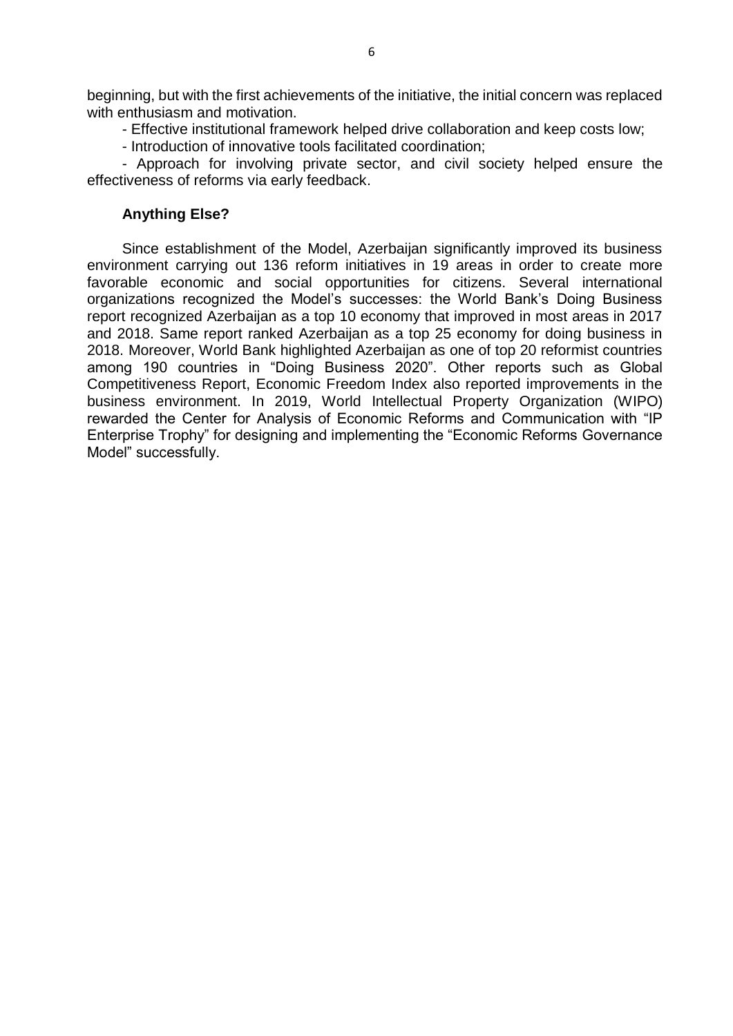beginning, but with the first achievements of the initiative, the initial concern was replaced with enthusiasm and motivation.

- Effective institutional framework helped drive collaboration and keep costs low;
- Introduction of innovative tools facilitated coordination;
- Approach for involving private sector, and civil society helped ensure the effectiveness of reforms via early feedback.

### Anything Else?

Since establishment of the Model, Azerbaijan significantly improved its business environment carrying out 136 reform initiatives in 19 areas in order to create more favorable economic and social opportunities for citizens. Several international organizations recognized the Model's successes: the World Bank's Doing Business report recognized Azerbaijan as a top 10 economy that improved in most areas in 2017 and 2018. Same report ranked Azerbaijan as a top 25 economy for doing business in 2018. Moreover, World Bank highlighted Azerbaijan as one of top 20 reformist countries among 190 countries in "Doing Business 2020". Other reports such as Global Competitiveness Report, Economic Freedom Index also reported improvements in the business environment. In 2019, World Intellectual Property Organization (WIPO) rewarded the Center for Analysis of Economic Reforms and Communication with "IP Enterprise Trophy" for designing and implementing the "Economic Reforms Governance Model" successfully.